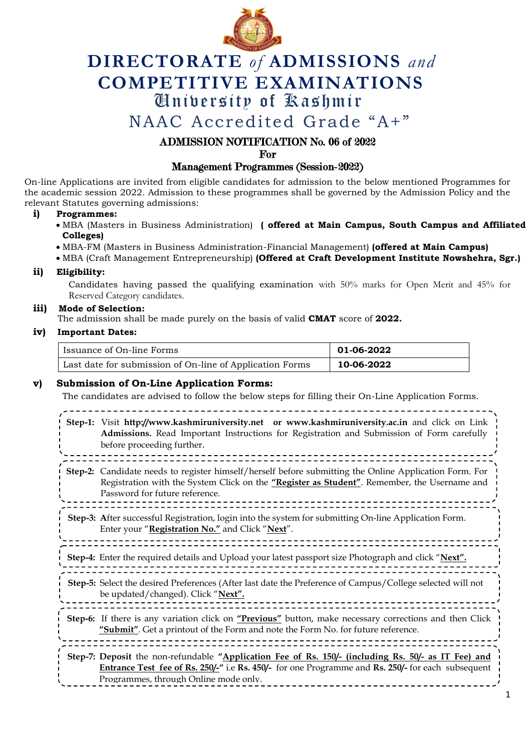# DIRECTORATE *of* ADMISSIONS *and* COMPETITIVE EXAMINATIONS

## University of Kashmir

## NAAC Accredited Grade "A+"

### ADMISSION NOTIFICATION No. 06 of 2022

### For

### Management Programmes (Session-2022)

On-line Applications are invited from eligible candidates for admission to the below mentioned Programmes for the academic session 2022. Admission to these programmes shall be governed by the Admission Policy and the relevant Statutes governing admissions:

**i) Programmes:**

- MBA (Masters in Business Administration) **( offered at Main Campus, South Campus and Affiliated Colleges)**
- MBA-FM (Masters in Business Administration-Financial Management) **(offered at Main Campus)**
- MBA (Craft Management Entrepreneurship) **(Offered at Craft Development Institute Nowshehra, Sgr.)**

**ii) Eligibility:**

Candidates having passed the qualifying examination with 50% marks for Open Merit and 45% for Reserved Category candidates.

**iii) Mode of Selection:**

The admission shall be made purely on the basis of valid **CMAT** score of **2022.**

**iv) Important Dates:**

| Issuance of On-line Forms | **01-06-2022** |
|---|---|
| Last date for submission of On-line of Application Forms | **10-06-2022** |

**v) Submission of On-Line Application Forms:**

The candidates are advised to follow the below steps for filling their On-Line Application Forms.

**Step-1:** Visit **http://www.kashmiruniversity.net** **or www.kashmiruniversity.ac.in** and click on Link **Admissions.** Read Important Instructions for Registration and Submission of Form carefully before proceeding further.

**Step-2:** Candidate needs to register himself/herself before submitting the Online Application Form. For Registration with the System Click on the **"Register as Student"**. Remember, the Username and Password for future reference.

**Step-3:** After successful Registration, login into the system for submitting On-line Application Form. Enter your "**Registration No."** and Click "**Next**".

**Step-4:** Enter the required details and Upload your latest passport size Photograph and click "**Next".**

**Step-5:** Select the desired Preferences (After last date the Preference of Campus/College selected will not be updated/changed). Click "**Next".**

**Step-6:** If there is any variation click on **"Previous"** button, make necessary corrections and then Click **"Submit"**. Get a printout of the Form and note the Form No. for future reference.

**Step-7: Deposit** the non-refundable **"Application Fee of Rs. 150/- (including Rs. 50/- as IT Fee) and Entrance Test fee of Rs. 250/-"** i.e **Rs. 450/-** for one Programme and **Rs. 250/-** for each subsequent Programmes, through Online mode only.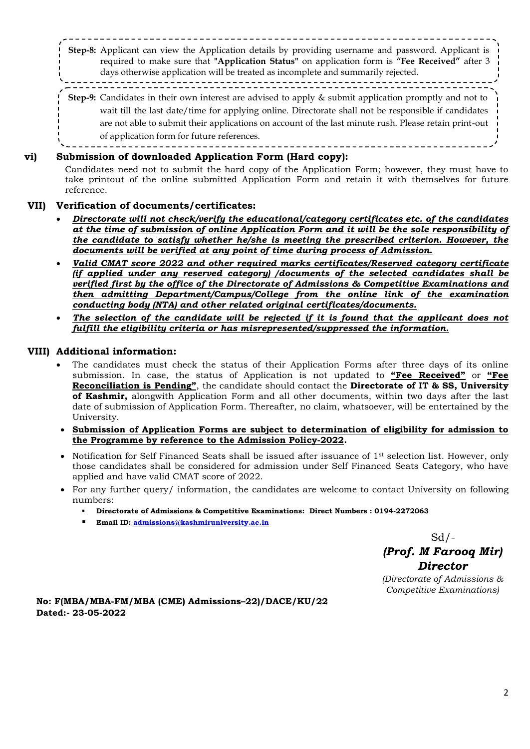**Step-8:** Applicant can view the Application details by providing username and password. Applicant is required to make sure that **"Application Status"** on application form is **"Fee Received"** after 3 days otherwise application will be treated as incomplete and summarily rejected.

**Step-9:** Candidates in their own interest are advised to apply & submit application promptly and not to wait till the last date/time for applying online. Directorate shall not be responsible if candidates are not able to submit their applications on account of the last minute rush. Please retain print-out of application form for future references.

### vi) Submission of downloaded Application Form (Hard copy):

Candidates need not to submit the hard copy of the Application Form; however, they must have to take printout of the online submitted Application Form and retain it with themselves for future reference.

### VII) Verification of documents/certificates:

- ***Directorate will not check/verify the educational/category certificates etc. of the candidates at the time of submission of online Application Form and it will be the sole responsibility of the candidate to satisfy whether he/she is meeting the prescribed criterion. However, the documents will be verified at any point of time during process of Admission.***
- ***Valid CMAT score 2022 and other required marks certificates/Reserved category certificate (if applied under any reserved category) /documents of the selected candidates shall be verified first by the office of the Directorate of Admissions & Competitive Examinations and then admitting Department/Campus/College from the online link of the examination conducting body (NTA) and other related original certificates/documents.***
- ***The selection of the candidate will be rejected if it is found that the applicant does not fulfill the eligibility criteria or has misrepresented/suppressed the information.***

### VIII) Additional information:

- The candidates must check the status of their Application Forms after three days of its online submission. In case, the status of Application is not updated to **"Fee Received"** or **"Fee Reconciliation is Pending"**, the candidate should contact the **Directorate of IT & SS, University of Kashmir,** alongwith Application Form and all other documents, within two days after the last date of submission of Application Form. Thereafter, no claim, whatsoever, will be entertained by the University.
- **Submission of Application Forms are subject to determination of eligibility for admission to the Programme by reference to the Admission Policy-2022.**
- Notification for Self Financed Seats shall be issued after issuance of 1st selection list. However, only those candidates shall be considered for admission under Self Financed Seats Category, who have applied and have valid CMAT score of 2022.
- For any further query/ information, the candidates are welcome to contact University on following numbers:
  - **Directorate of Admissions & Competitive Examinations: Direct Numbers : 0194-2272063**
  - **Email ID: admissions@kashmiruniversity.ac.in**

Sd/-

***(Prof. M Farooq Mir)***

***Director***

*(Directorate of Admissions & Competitive Examinations)*

**No: F(MBA/MBA-FM/MBA (CME) Admissions–22)/DACE/KU/22**

**Dated:- 23-05-2022**